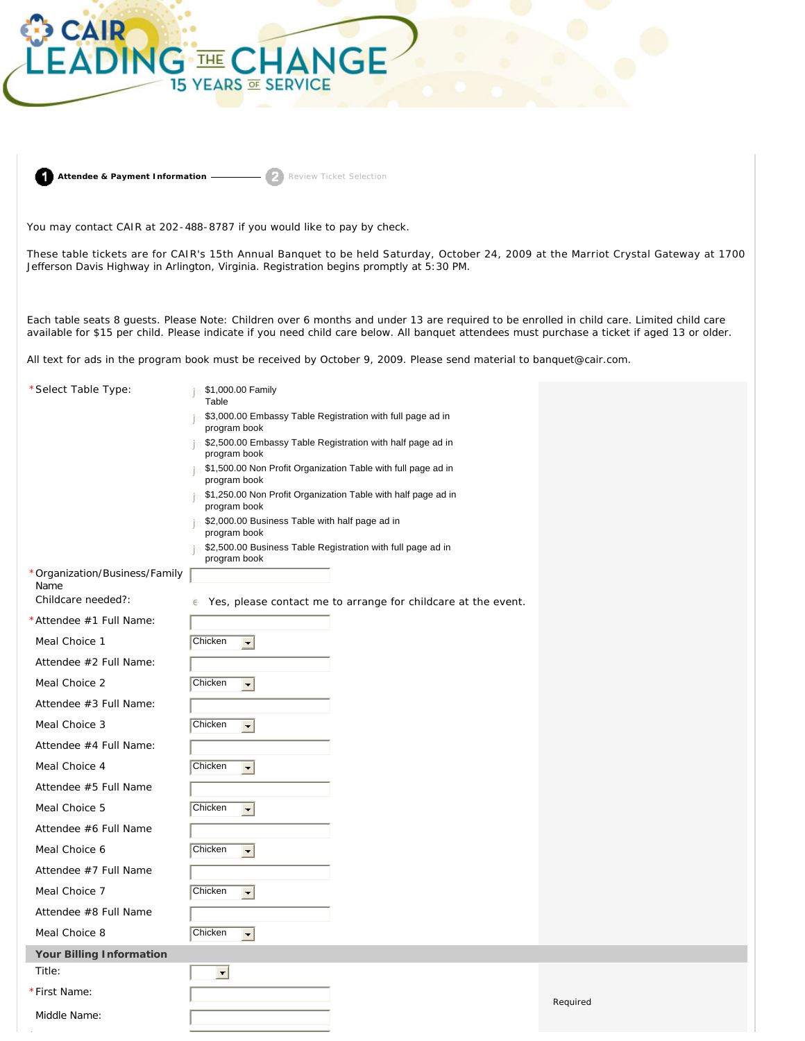# CAIR LEADING THE CHANGE

## 15 YEARS OF SERVICE

**1 Attendee & Payment Information** —— 2 Review Ticket Selection

You may contact CAIR at 202-488-8787 if you would like to pay by check.

These table tickets are for CAIR's 15th Annual Banquet to be held Saturday, October 24, 2009 at the Marriot Crystal Gateway at 1700 Jefferson Davis Highway in Arlington, Virginia. Registration begins promptly at 5:30 PM.

Each table seats 8 guests. Please Note: Children over 6 months and under 13 are required to be enrolled in child care. Limited child care available for $15 per child. Please indicate if you need child care below. All banquet attendees must purchase a ticket if aged 13 or older.

All text for ads in the program book must be received by October 9, 2009. Please send material to banquet@cair.com.

*Select Table Type:

- $1,000.00 Family Table
- $3,000.00 Embassy Table Registration with full page ad in program book
- $2,500.00 Embassy Table Registration with half page ad in program book
- $1,500.00 Non Profit Organization Table with full page ad in program book
- $1,250.00 Non Profit Organization Table with half page ad in program book
- $2,000.00 Business Table with half page ad in program book
- $2,500.00 Business Table Registration with full page ad in program book

*Organization/Business/Family Name:

Childcare needed?: Yes, please contact me to arrange for childcare at the event.

*Attendee #1 Full Name:

Meal Choice 1: Chicken

Attendee #2 Full Name:

Meal Choice 2: Chicken

Attendee #3 Full Name:

Meal Choice 3: Chicken

Attendee #4 Full Name:

Meal Choice 4: Chicken

Attendee #5 Full Name

Meal Choice 5: Chicken

Attendee #6 Full Name

Meal Choice 6: Chicken

Attendee #7 Full Name

Meal Choice 7: Chicken

Attendee #8 Full Name

Meal Choice 8: Chicken

### Your Billing Information

Title:

*First Name: — Required

Middle Name: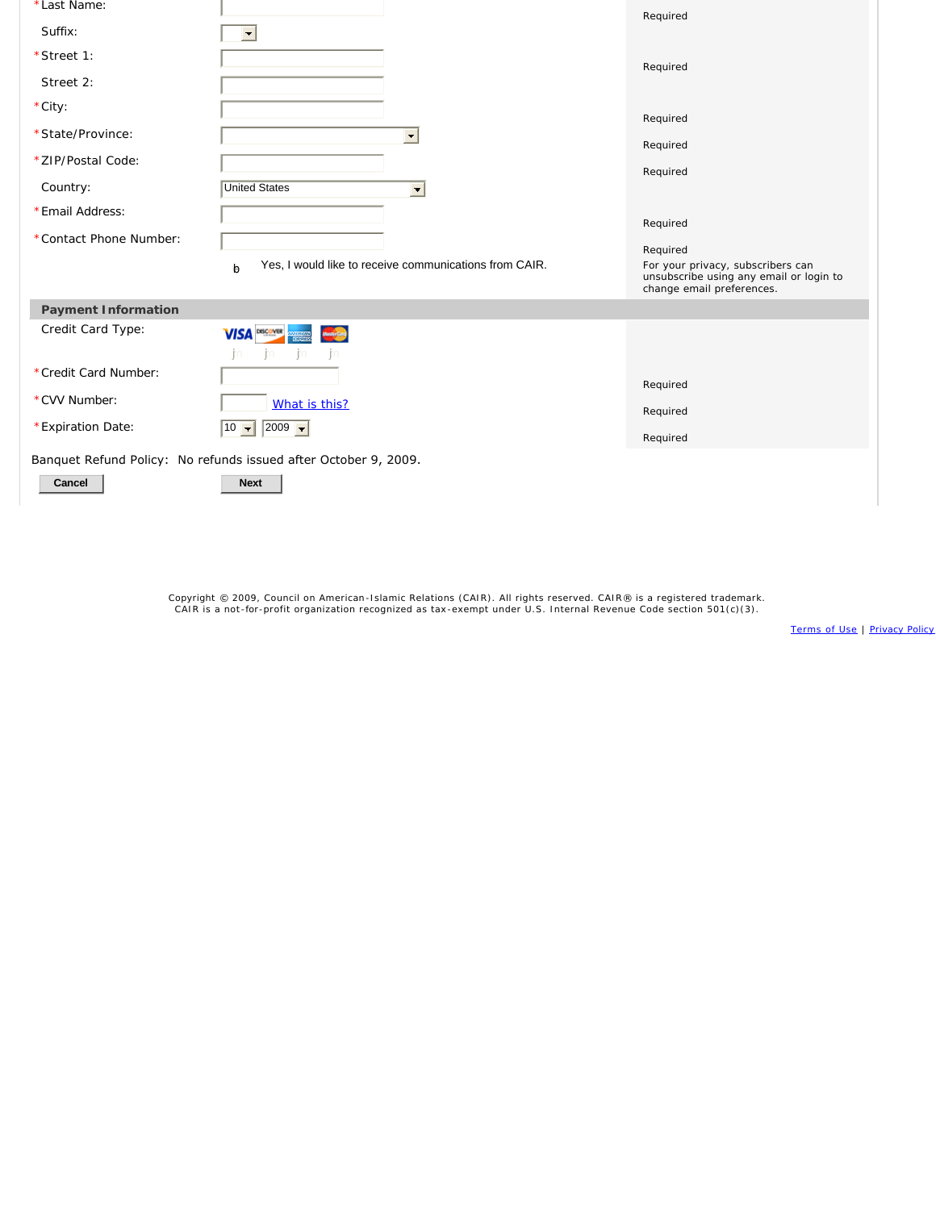| | | |
|---|---|---|
| *Last Name: | | Required |
| Suffix: | | |
| *Street 1: | | Required |
| Street 2: | | |
| *City: | | Required |
| *State/Province: | | Required |
| *ZIP/Postal Code: | | Required |
| Country: | United States | |
| *Email Address: | | Required |
| *Contact Phone Number: | | Required |
| | Yes, I would like to receive communications from CAIR. | For your privacy, subscribers can unsubscribe using any email or login to change email preferences. |

**Payment Information**

| | | |
|---|---|---|
| Credit Card Type: | VISA DISCOVER AMERICAN EXPRESS MasterCard | |
| *Credit Card Number: | | Required |
| *CVV Number: | What is this? | Required |
| *Expiration Date: | 10 2009 | Required |

Banquet Refund Policy: No refunds issued after October 9, 2009.

Cancel Next

Copyright © 2009, Council on American-Islamic Relations (CAIR). All rights reserved. CAIR® is a registered trademark.
CAIR is a not-for-profit organization recognized as tax-exempt under U.S. Internal Revenue Code section 501(c)(3).

Terms of Use | Privacy Policy